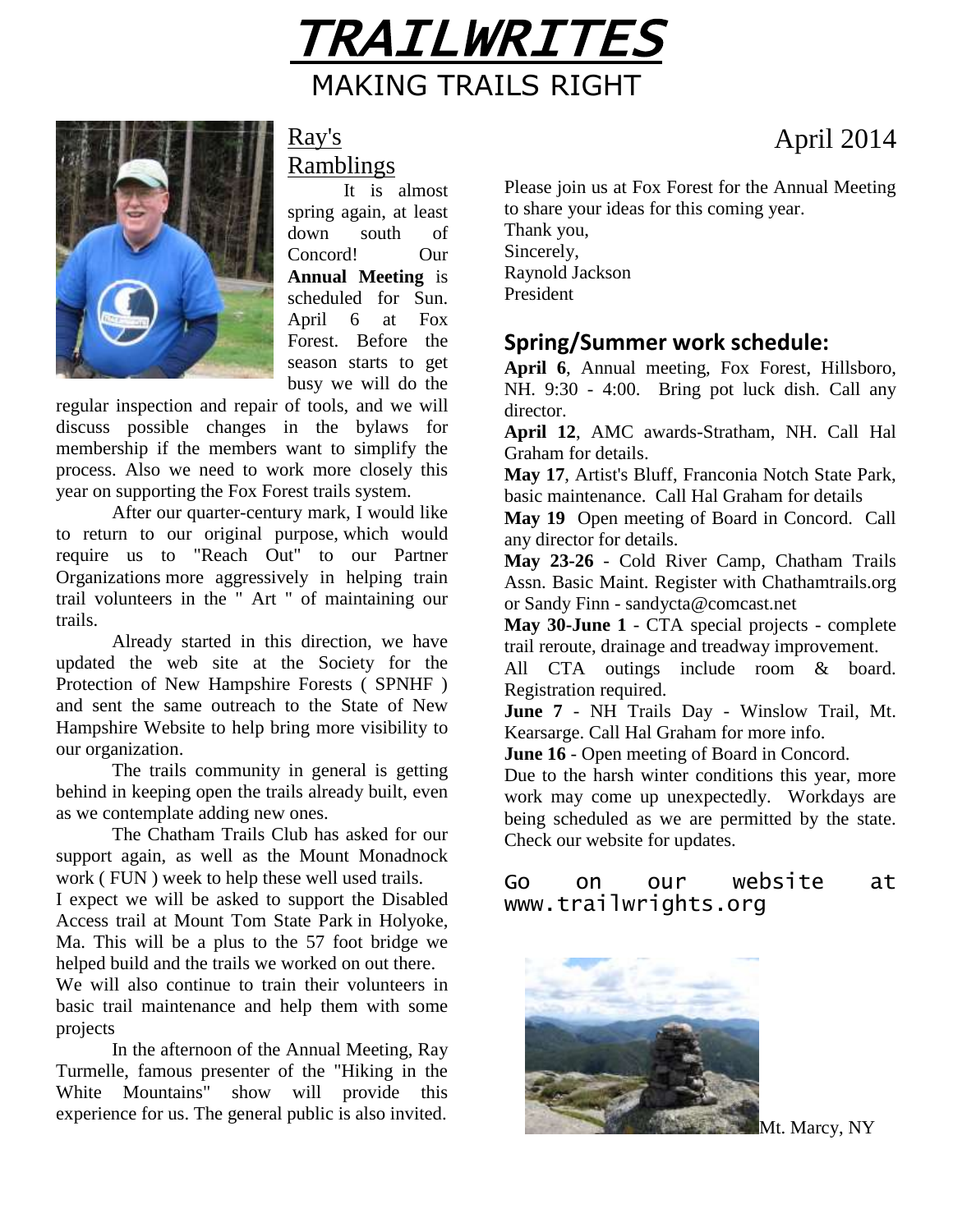# TRAILWRITES

## MAKING TRAILS RIGHT

April 2014

## Ray's Ramblings

It is almost spring again, at least down south of Concord! Our **Annual Meeting** is scheduled for Sun. April 6 at Fox Forest. Before the season starts to get busy we will do the regular inspection and repair of tools, and we will discuss possible changes in the bylaws for membership if the members want to simplify the process. Also we need to work more closely this year on supporting the Fox Forest trails system.

After our quarter-century mark, I would like to return to our original purpose, which would require us to "Reach Out" to our Partner Organizations more aggressively in helping train trail volunteers in the " Art " of maintaining our trails.

Already started in this direction, we have updated the web site at the Society for the Protection of New Hampshire Forests ( SPNHF ) and sent the same outreach to the State of New Hampshire Website to help bring more visibility to our organization.

The trails community in general is getting behind in keeping open the trails already built, even as we contemplate adding new ones.

The Chatham Trails Club has asked for our support again, as well as the Mount Monadnock work ( FUN ) week to help these well used trails.

I expect we will be asked to support the Disabled Access trail at Mount Tom State Park in Holyoke, Ma. This will be a plus to the 57 foot bridge we helped build and the trails we worked on out there.

We will also continue to train their volunteers in basic trail maintenance and help them with some projects

In the afternoon of the Annual Meeting, Ray Turmelle, famous presenter of the "Hiking in the White Mountains" show will provide this experience for us. The general public is also invited.

Please join us at Fox Forest for the Annual Meeting to share your ideas for this coming year.

Thank you,
Sincerely,
Raynold Jackson
President

## Spring/Summer work schedule:

**April 6**, Annual meeting, Fox Forest, Hillsboro, NH. 9:30 - 4:00. Bring pot luck dish. Call any director.

**April 12**, AMC awards-Stratham, NH. Call Hal Graham for details.

**May 17**, Artist's Bluff, Franconia Notch State Park, basic maintenance. Call Hal Graham for details

**May 19** Open meeting of Board in Concord. Call any director for details.

**May 23-26** - Cold River Camp, Chatham Trails Assn. Basic Maint. Register with Chathamtrails.org or Sandy Finn - sandycta@comcast.net

**May 30-June 1** - CTA special projects - complete trail reroute, drainage and treadway improvement.

All CTA outings include room & board. Registration required.

**June 7** - NH Trails Day - Winslow Trail, Mt. Kearsarge. Call Hal Graham for more info.

**June 16** - Open meeting of Board in Concord.

Due to the harsh winter conditions this year, more work may come up unexpectedly. Workdays are being scheduled as we are permitted by the state. Check our website for updates.

Go on our website at www.trailwrights.org

Mt. Marcy, NY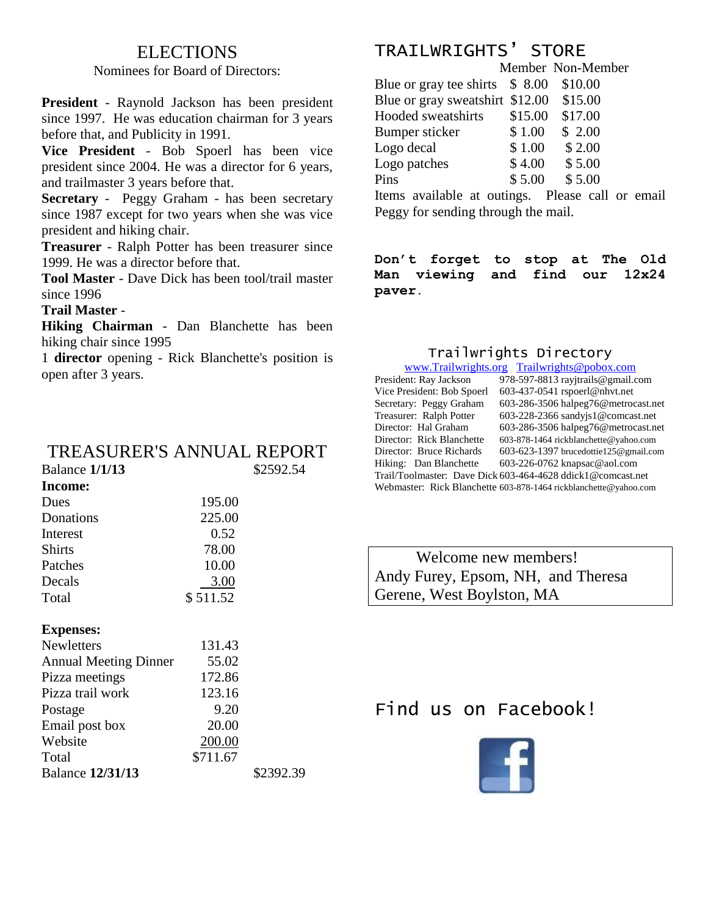# ELECTIONS

Nominees for Board of Directors:

**President** - Raynold Jackson has been president since 1997. He was education chairman for 3 years before that, and Publicity in 1991.

**Vice President** - Bob Spoerl has been vice president since 2004. He was a director for 6 years, and trailmaster 3 years before that.

**Secretary** - Peggy Graham - has been secretary since 1987 except for two years when she was vice president and hiking chair.

**Treasurer** - Ralph Potter has been treasurer since 1999. He was a director before that.

**Tool Master** - Dave Dick has been tool/trail master since 1996

**Trail Master** -

**Hiking Chairman** - Dan Blanchette has been hiking chair since 1995

1 **director** opening - Rick Blanchette's position is open after 3 years.

# TREASURER'S ANNUAL REPORT

| | | |
|---|---|---|
| Balance **1/1/13** | | $2592.54 |
| **Income:** | | |
| Dues | 195.00 | |
| Donations | 225.00 | |
| Interest | 0.52 | |
| Shirts | 78.00 | |
| Patches | 10.00 | |
| Decals | 3.00 | |
| Total | $ 511.52 | |
| **Expenses:** | | |
| Newletters | 131.43 | |
| Annual Meeting Dinner | 55.02 | |
| Pizza meetings | 172.86 | |
| Pizza trail work | 123.16 | |
| Postage | 9.20 | |
| Email post box | 20.00 | |
| Website | 200.00 | |
| Total | $711.67 | |
| Balance **12/31/13** | | $2392.39 |

# TRAILWRIGHTS' STORE

| | Member | Non-Member |
|---|---|---|
| Blue or gray tee shirts | $ 8.00 | $10.00 |
| Blue or gray sweatshirt | $12.00 | $15.00 |
| Hooded sweatshirts | $15.00 | $17.00 |
| Bumper sticker | $ 1.00 | $ 2.00 |
| Logo decal | $ 1.00 | $ 2.00 |
| Logo patches | $ 4.00 | $ 5.00 |
| Pins | $ 5.00 | $ 5.00 |

Items available at outings. Please call or email Peggy for sending through the mail.

**Don't forget to stop at The Old Man viewing and find our 12x24 paver.**

## Trailwrights Directory

www.Trailwrights.org Trailwrights@pobox.com

| | |
|---|---|
| President: Ray Jackson | 978-597-8813 rayjtrails@gmail.com |
| Vice President: Bob Spoerl | 603-437-0541 rspoerl@nhvt.net |
| Secretary: Peggy Graham | 603-286-3506 halpeg76@metrocast.net |
| Treasurer: Ralph Potter | 603-228-2366 sandyjs1@comcast.net |
| Director: Hal Graham | 603-286-3506 halpeg76@metrocast.net |
| Director: Rick Blanchette | 603-878-1464 rickblanchette@yahoo.com |
| Director: Bruce Richards | 603-623-1397 brucedottie125@gmail.com |
| Hiking: Dan Blanchette | 603-226-0762 knapsac@aol.com |
| Trail/Toolmaster: Dave Dick | 603-464-4628 ddick1@comcast.net |
| Webmaster: Rick Blanchette | 603-878-1464 rickblanchette@yahoo.com |

Welcome new members!
Andy Furey, Epsom, NH, and Theresa Gerene, West Boylston, MA

## Find us on Facebook!